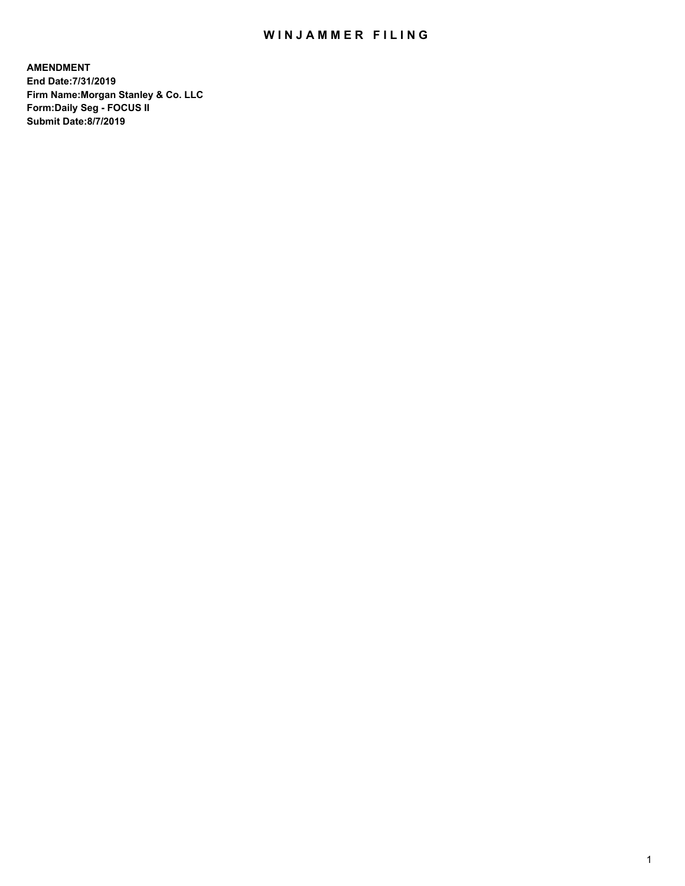# WINJAMMER FILING

**AMENDMENT**
**End Date:7/31/2019**
**Firm Name:Morgan Stanley & Co. LLC**
**Form:Daily Seg - FOCUS II**
**Submit Date:8/7/2019**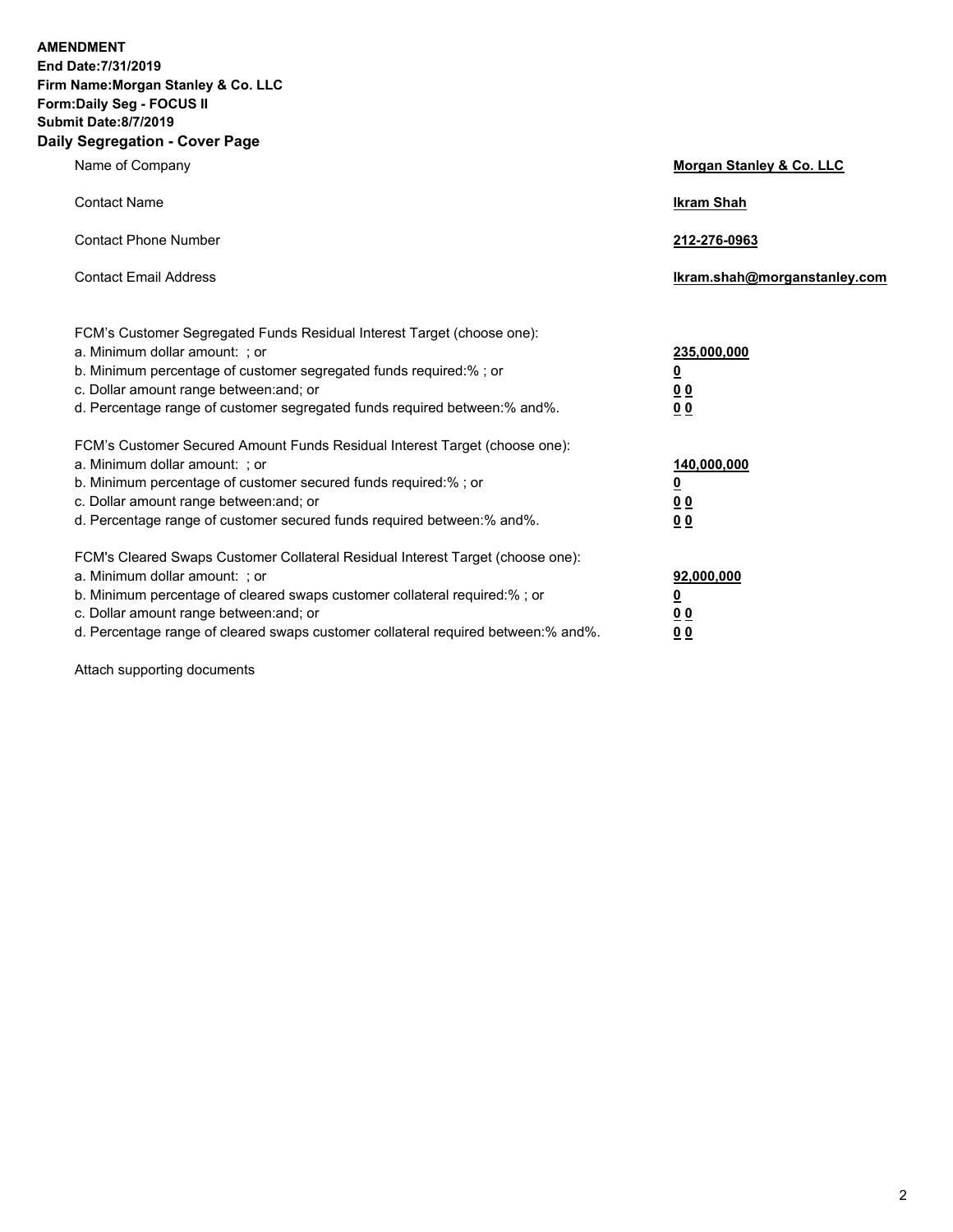**AMENDMENT**
**End Date:7/31/2019**
**Firm Name:Morgan Stanley & Co. LLC**
**Form:Daily Seg - FOCUS II**
**Submit Date:8/7/2019**

## Daily Segregation - Cover Page

| | |
|---|---|
| Name of Company | **Morgan Stanley & Co. LLC** |
| Contact Name | **Ikram Shah** |
| Contact Phone Number | **212-276-0963** |
| Contact Email Address | **Ikram.shah@morganstanley.com** |

| | |
|---|---|
| FCM's Customer Segregated Funds Residual Interest Target (choose one): | |
| a. Minimum dollar amount: ; or | **235,000,000** |
| b. Minimum percentage of customer segregated funds required:% ; or | **0** |
| c. Dollar amount range between:and; or | **0 0** |
| d. Percentage range of customer segregated funds required between:% and%. | **0 0** |
| FCM's Customer Secured Amount Funds Residual Interest Target (choose one): | |
| a. Minimum dollar amount: ; or | **140,000,000** |
| b. Minimum percentage of customer secured funds required:% ; or | **0** |
| c. Dollar amount range between:and; or | **0 0** |
| d. Percentage range of customer secured funds required between:% and%. | **0 0** |
| FCM's Cleared Swaps Customer Collateral Residual Interest Target (choose one): | |
| a. Minimum dollar amount: ; or | **92,000,000** |
| b. Minimum percentage of cleared swaps customer collateral required:% ; or | **0** |
| c. Dollar amount range between:and; or | **0 0** |
| d. Percentage range of cleared swaps customer collateral required between:% and%. | **0 0** |

Attach supporting documents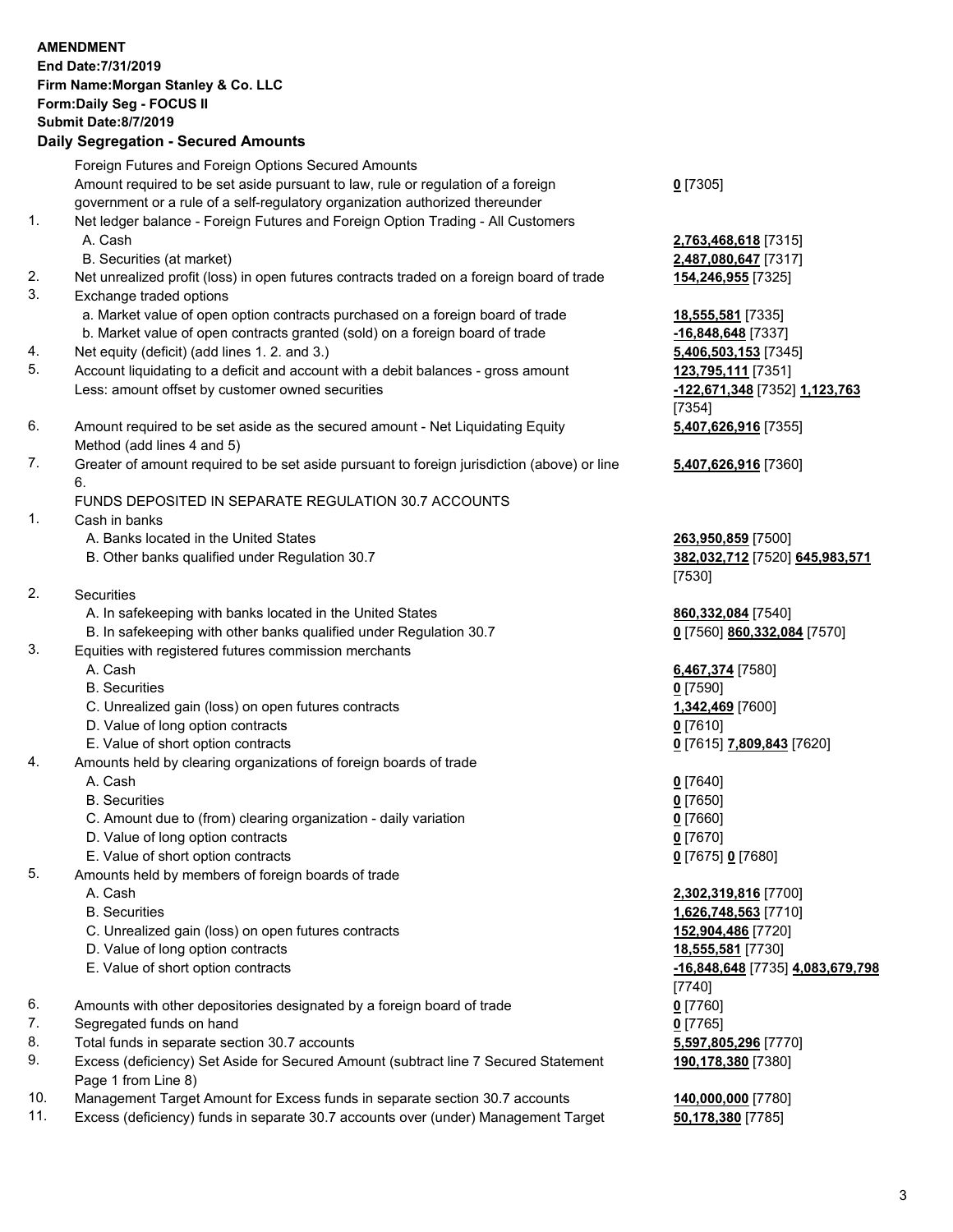**AMENDMENT**
**End Date:7/31/2019**
**Firm Name:Morgan Stanley & Co. LLC**
**Form:Daily Seg - FOCUS II**
**Submit Date:8/7/2019**

**Daily Segregation - Secured Amounts**

| | | |
|---|---|---|
| | Foreign Futures and Foreign Options Secured Amounts | |
| | Amount required to be set aside pursuant to law, rule or regulation of a foreign government or a rule of a self-regulatory organization authorized thereunder | **0** [7305] |
| 1. | Net ledger balance - Foreign Futures and Foreign Option Trading - All Customers | |
| | A. Cash | **2,763,468,618** [7315] |
| | B. Securities (at market) | **2,487,080,647** [7317] |
| 2. | Net unrealized profit (loss) in open futures contracts traded on a foreign board of trade | **154,246,955** [7325] |
| 3. | Exchange traded options | |
| | a. Market value of open option contracts purchased on a foreign board of trade | **18,555,581** [7335] |
| | b. Market value of open contracts granted (sold) on a foreign board of trade | **-16,848,648** [7337] |
| 4. | Net equity (deficit) (add lines 1. 2. and 3.) | **5,406,503,153** [7345] |
| 5. | Account liquidating to a deficit and account with a debit balances - gross amount | **123,795,111** [7351] |
| | Less: amount offset by customer owned securities | **-122,671,348** [7352] **1,123,763** [7354] |
| 6. | Amount required to be set aside as the secured amount - Net Liquidating Equity Method (add lines 4 and 5) | **5,407,626,916** [7355] |
| 7. | Greater of amount required to be set aside pursuant to foreign jurisdiction (above) or line 6. | **5,407,626,916** [7360] |
| | FUNDS DEPOSITED IN SEPARATE REGULATION 30.7 ACCOUNTS | |
| 1. | Cash in banks | |
| | A. Banks located in the United States | **263,950,859** [7500] |
| | B. Other banks qualified under Regulation 30.7 | **382,032,712** [7520] **645,983,571** [7530] |
| 2. | Securities | |
| | A. In safekeeping with banks located in the United States | **860,332,084** [7540] |
| | B. In safekeeping with other banks qualified under Regulation 30.7 | **0** [7560] **860,332,084** [7570] |
| 3. | Equities with registered futures commission merchants | |
| | A. Cash | **6,467,374** [7580] |
| | B. Securities | **0** [7590] |
| | C. Unrealized gain (loss) on open futures contracts | **1,342,469** [7600] |
| | D. Value of long option contracts | **0** [7610] |
| | E. Value of short option contracts | **0** [7615] **7,809,843** [7620] |
| 4. | Amounts held by clearing organizations of foreign boards of trade | |
| | A. Cash | **0** [7640] |
| | B. Securities | **0** [7650] |
| | C. Amount due to (from) clearing organization - daily variation | **0** [7660] |
| | D. Value of long option contracts | **0** [7670] |
| | E. Value of short option contracts | **0** [7675] **0** [7680] |
| 5. | Amounts held by members of foreign boards of trade | |
| | A. Cash | **2,302,319,816** [7700] |
| | B. Securities | **1,626,748,563** [7710] |
| | C. Unrealized gain (loss) on open futures contracts | **152,904,486** [7720] |
| | D. Value of long option contracts | **18,555,581** [7730] |
| | E. Value of short option contracts | **-16,848,648** [7735] **4,083,679,798** [7740] |
| 6. | Amounts with other depositories designated by a foreign board of trade | **0** [7760] |
| 7. | Segregated funds on hand | **0** [7765] |
| 8. | Total funds in separate section 30.7 accounts | **5,597,805,296** [7770] |
| 9. | Excess (deficiency) Set Aside for Secured Amount (subtract line 7 Secured Statement Page 1 from Line 8) | **190,178,380** [7380] |
| 10. | Management Target Amount for Excess funds in separate section 30.7 accounts | **140,000,000** [7780] |
| 11. | Excess (deficiency) funds in separate 30.7 accounts over (under) Management Target | **50,178,380** [7785] |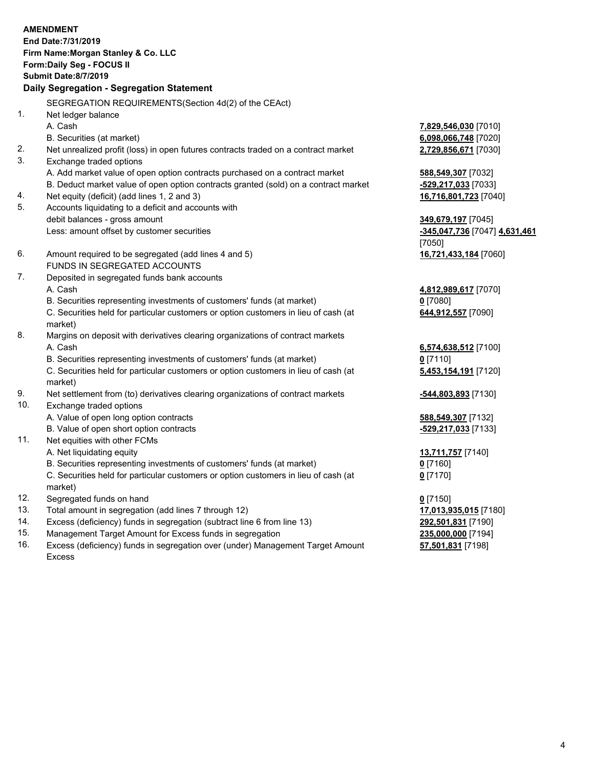**AMENDMENT**
**End Date:7/31/2019**
**Firm Name:Morgan Stanley & Co. LLC**
**Form:Daily Seg - FOCUS II**
**Submit Date:8/7/2019**

**Daily Segregation - Segregation Statement**

SEGREGATION REQUIREMENTS(Section 4d(2) of the CEAct)

| | | |
|---|---|---|
| 1. | Net ledger balance | |
| | A. Cash | **7,829,546,030** [7010] |
| | B. Securities (at market) | **6,098,066,748** [7020] |
| 2. | Net unrealized profit (loss) in open futures contracts traded on a contract market | **2,729,856,671** [7030] |
| 3. | Exchange traded options | |
| | A. Add market value of open option contracts purchased on a contract market | **588,549,307** [7032] |
| | B. Deduct market value of open option contracts granted (sold) on a contract market | **-529,217,033** [7033] |
| 4. | Net equity (deficit) (add lines 1, 2 and 3) | **16,716,801,723** [7040] |
| 5. | Accounts liquidating to a deficit and accounts with debit balances - gross amount | **349,679,197** [7045] |
| | Less: amount offset by customer securities | **-345,047,736** [7047] **4,631,461** [7050] |
| 6. | Amount required to be segregated (add lines 4 and 5) | **16,721,433,184** [7060] |
| | FUNDS IN SEGREGATED ACCOUNTS | |
| 7. | Deposited in segregated funds bank accounts | |
| | A. Cash | **4,812,989,617** [7070] |
| | B. Securities representing investments of customers' funds (at market) | **0** [7080] |
| | C. Securities held for particular customers or option customers in lieu of cash (at market) | **644,912,557** [7090] |
| 8. | Margins on deposit with derivatives clearing organizations of contract markets | |
| | A. Cash | **6,574,638,512** [7100] |
| | B. Securities representing investments of customers' funds (at market) | **0** [7110] |
| | C. Securities held for particular customers or option customers in lieu of cash (at market) | **5,453,154,191** [7120] |
| 9. | Net settlement from (to) derivatives clearing organizations of contract markets | **-544,803,893** [7130] |
| 10. | Exchange traded options | |
| | A. Value of open long option contracts | **588,549,307** [7132] |
| | B. Value of open short option contracts | **-529,217,033** [7133] |
| 11. | Net equities with other FCMs | |
| | A. Net liquidating equity | **13,711,757** [7140] |
| | B. Securities representing investments of customers' funds (at market) | **0** [7160] |
| | C. Securities held for particular customers or option customers in lieu of cash (at market) | **0** [7170] |
| 12. | Segregated funds on hand | **0** [7150] |
| 13. | Total amount in segregation (add lines 7 through 12) | **17,013,935,015** [7180] |
| 14. | Excess (deficiency) funds in segregation (subtract line 6 from line 13) | **292,501,831** [7190] |
| 15. | Management Target Amount for Excess funds in segregation | **235,000,000** [7194] |
| 16. | Excess (deficiency) funds in segregation over (under) Management Target Amount Excess | **57,501,831** [7198] |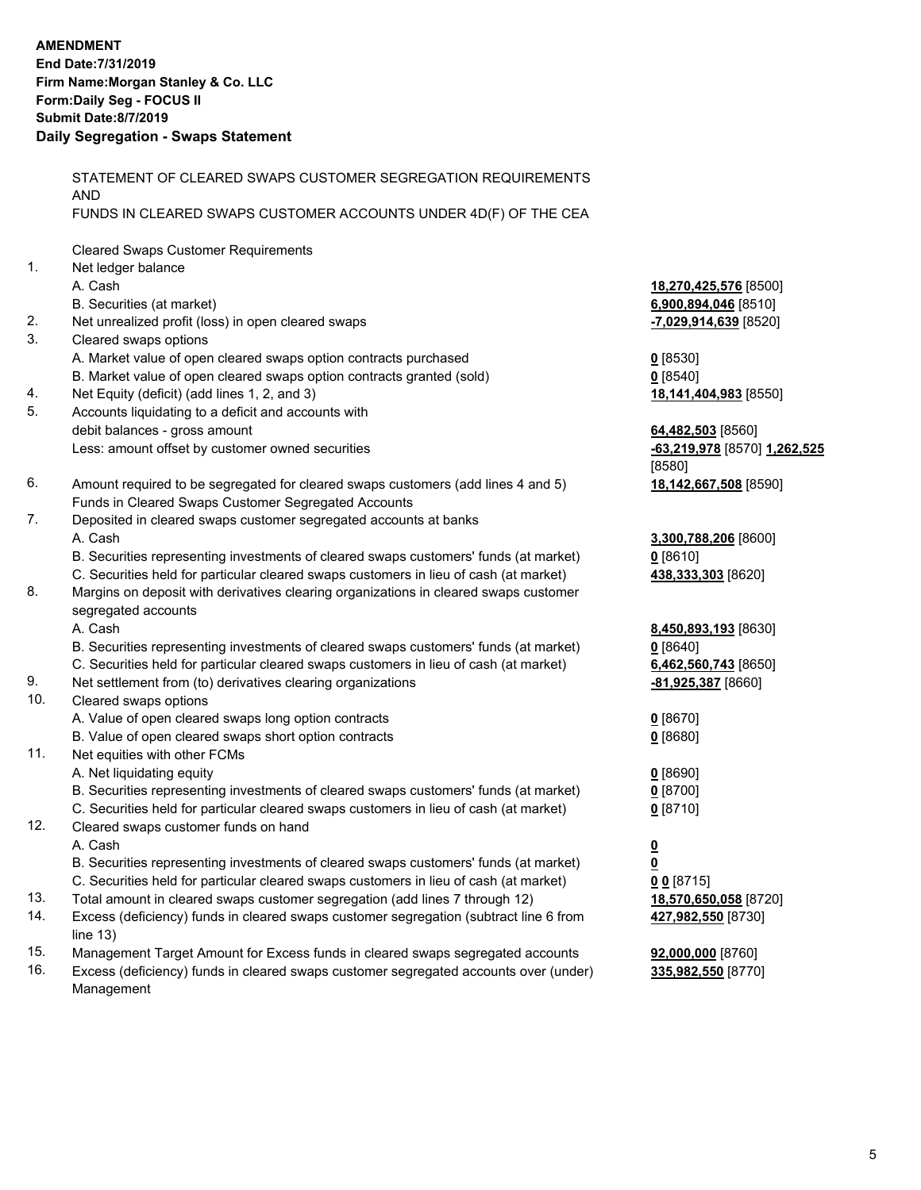**AMENDMENT**
**End Date:7/31/2019**
**Firm Name:Morgan Stanley & Co. LLC**
**Form:Daily Seg - FOCUS II**
**Submit Date:8/7/2019**
**Daily Segregation - Swaps Statement**

STATEMENT OF CLEARED SWAPS CUSTOMER SEGREGATION REQUIREMENTS AND FUNDS IN CLEARED SWAPS CUSTOMER ACCOUNTS UNDER 4D(F) OF THE CEA

| | | |
|---|---|---|
| | Cleared Swaps Customer Requirements | |
| 1. | Net ledger balance | |
| | A. Cash | **18,270,425,576** [8500] |
| | B. Securities (at market) | **6,900,894,046** [8510] |
| 2. | Net unrealized profit (loss) in open cleared swaps | **-7,029,914,639** [8520] |
| 3. | Cleared swaps options | |
| | A. Market value of open cleared swaps option contracts purchased | **0** [8530] |
| | B. Market value of open cleared swaps option contracts granted (sold) | **0** [8540] |
| 4. | Net Equity (deficit) (add lines 1, 2, and 3) | **18,141,404,983** [8550] |
| 5. | Accounts liquidating to a deficit and accounts with debit balances - gross amount | **64,482,503** [8560] |
| | Less: amount offset by customer owned securities | **-63,219,978** [8570] **1,262,525** [8580] |
| 6. | Amount required to be segregated for cleared swaps customers (add lines 4 and 5) | **18,142,667,508** [8590] |
| | Funds in Cleared Swaps Customer Segregated Accounts | |
| 7. | Deposited in cleared swaps customer segregated accounts at banks | |
| | A. Cash | **3,300,788,206** [8600] |
| | B. Securities representing investments of cleared swaps customers' funds (at market) | **0** [8610] |
| | C. Securities held for particular cleared swaps customers in lieu of cash (at market) | **438,333,303** [8620] |
| 8. | Margins on deposit with derivatives clearing organizations in cleared swaps customer segregated accounts | |
| | A. Cash | **8,450,893,193** [8630] |
| | B. Securities representing investments of cleared swaps customers' funds (at market) | **0** [8640] |
| | C. Securities held for particular cleared swaps customers in lieu of cash (at market) | **6,462,560,743** [8650] |
| 9. | Net settlement from (to) derivatives clearing organizations | **-81,925,387** [8660] |
| 10. | Cleared swaps options | |
| | A. Value of open cleared swaps long option contracts | **0** [8670] |
| | B. Value of open cleared swaps short option contracts | **0** [8680] |
| 11. | Net equities with other FCMs | |
| | A. Net liquidating equity | **0** [8690] |
| | B. Securities representing investments of cleared swaps customers' funds (at market) | **0** [8700] |
| | C. Securities held for particular cleared swaps customers in lieu of cash (at market) | **0** [8710] |
| 12. | Cleared swaps customer funds on hand | |
| | A. Cash | **0** |
| | B. Securities representing investments of cleared swaps customers' funds (at market) | **0** |
| | C. Securities held for particular cleared swaps customers in lieu of cash (at market) | **0** **0** [8715] |
| 13. | Total amount in cleared swaps customer segregation (add lines 7 through 12) | **18,570,650,058** [8720] |
| 14. | Excess (deficiency) funds in cleared swaps customer segregation (subtract line 6 from line 13) | **427,982,550** [8730] |
| 15. | Management Target Amount for Excess funds in cleared swaps segregated accounts | **92,000,000** [8760] |
| 16. | Excess (deficiency) funds in cleared swaps customer segregated accounts over (under) Management | **335,982,550** [8770] |